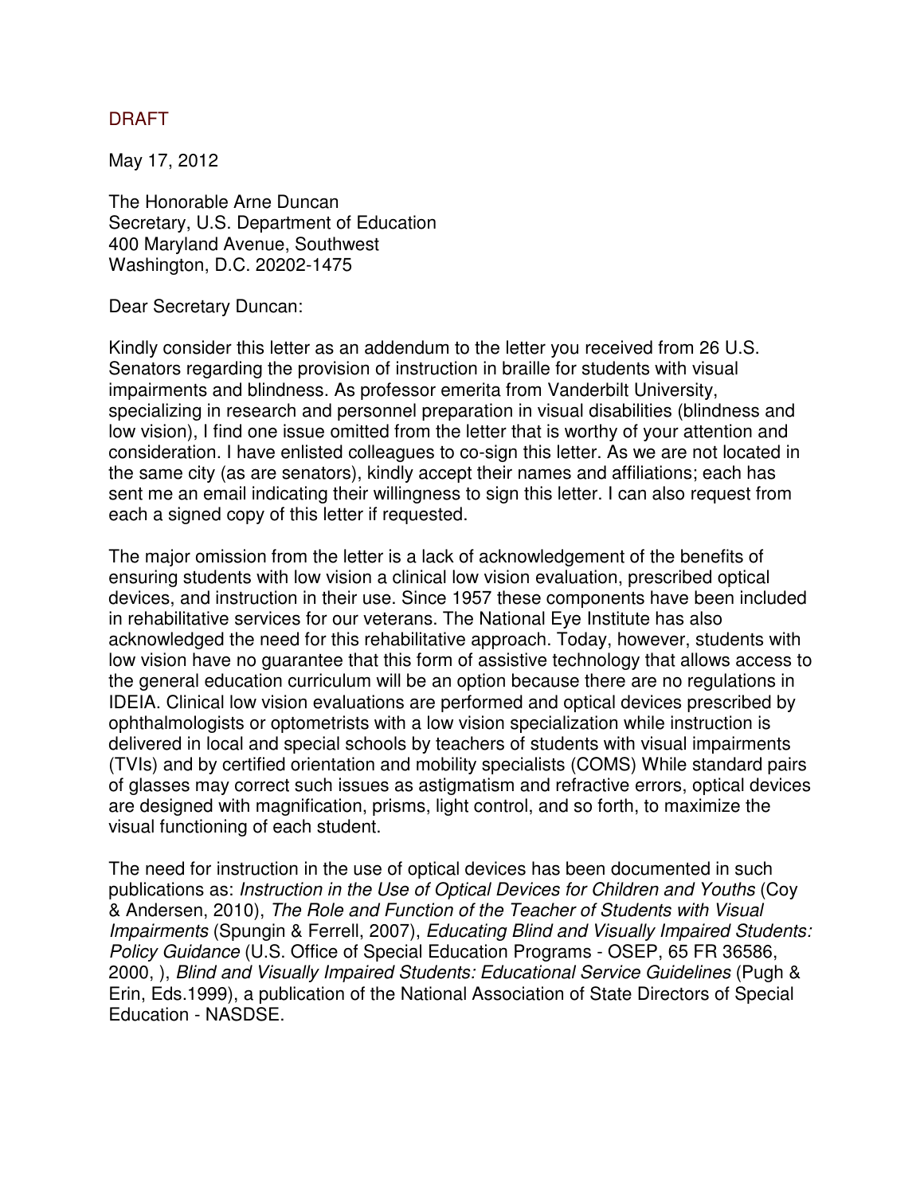DRAFT

May 17, 2012

The Honorable Arne Duncan
Secretary, U.S. Department of Education
400 Maryland Avenue, Southwest
Washington, D.C. 20202-1475

Dear Secretary Duncan:

Kindly consider this letter as an addendum to the letter you received from 26 U.S. Senators regarding the provision of instruction in braille for students with visual impairments and blindness. As professor emerita from Vanderbilt University, specializing in research and personnel preparation in visual disabilities (blindness and low vision), I find one issue omitted from the letter that is worthy of your attention and consideration. I have enlisted colleagues to co-sign this letter. As we are not located in the same city (as are senators), kindly accept their names and affiliations; each has sent me an email indicating their willingness to sign this letter. I can also request from each a signed copy of this letter if requested.

The major omission from the letter is a lack of acknowledgement of the benefits of ensuring students with low vision a clinical low vision evaluation, prescribed optical devices, and instruction in their use. Since 1957 these components have been included in rehabilitative services for our veterans. The National Eye Institute has also acknowledged the need for this rehabilitative approach. Today, however, students with low vision have no guarantee that this form of assistive technology that allows access to the general education curriculum will be an option because there are no regulations in IDEIA. Clinical low vision evaluations are performed and optical devices prescribed by ophthalmologists or optometrists with a low vision specialization while instruction is delivered in local and special schools by teachers of students with visual impairments (TVIs) and by certified orientation and mobility specialists (COMS) While standard pairs of glasses may correct such issues as astigmatism and refractive errors, optical devices are designed with magnification, prisms, light control, and so forth, to maximize the visual functioning of each student.

The need for instruction in the use of optical devices has been documented in such publications as: *Instruction in the Use of Optical Devices for Children and Youths* (Coy & Andersen, 2010), *The Role and Function of the Teacher of Students with Visual Impairments* (Spungin & Ferrell, 2007), *Educating Blind and Visually Impaired Students: Policy Guidance* (U.S. Office of Special Education Programs - OSEP, 65 FR 36586, 2000, ), *Blind and Visually Impaired Students: Educational Service Guidelines* (Pugh & Erin, Eds.1999), a publication of the National Association of State Directors of Special Education - NASDSE.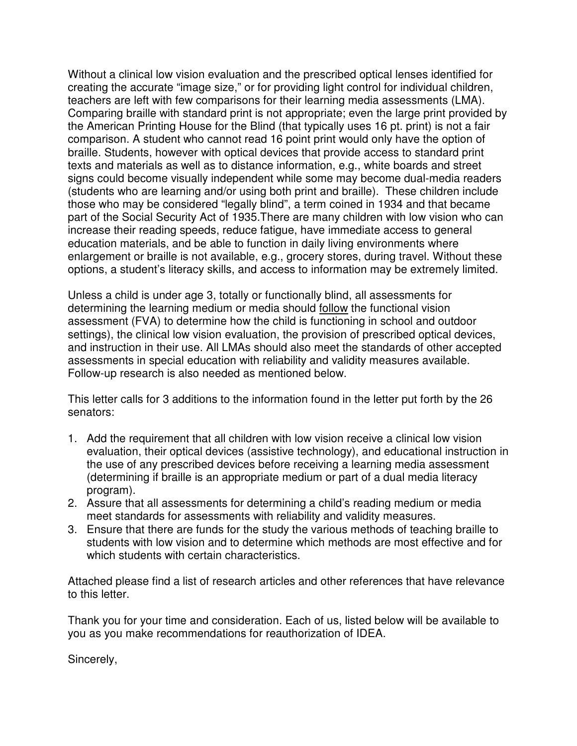Without a clinical low vision evaluation and the prescribed optical lenses identified for creating the accurate "image size," or for providing light control for individual children, teachers are left with few comparisons for their learning media assessments (LMA). Comparing braille with standard print is not appropriate; even the large print provided by the American Printing House for the Blind (that typically uses 16 pt. print) is not a fair comparison. A student who cannot read 16 point print would only have the option of braille. Students, however with optical devices that provide access to standard print texts and materials as well as to distance information, e.g., white boards and street signs could become visually independent while some may become dual-media readers (students who are learning and/or using both print and braille). These children include those who may be considered "legally blind", a term coined in 1934 and that became part of the Social Security Act of 1935.There are many children with low vision who can increase their reading speeds, reduce fatigue, have immediate access to general education materials, and be able to function in daily living environments where enlargement or braille is not available, e.g., grocery stores, during travel. Without these options, a student's literacy skills, and access to information may be extremely limited.

Unless a child is under age 3, totally or functionally blind, all assessments for determining the learning medium or media should <u>follow</u> the functional vision assessment (FVA) to determine how the child is functioning in school and outdoor settings), the clinical low vision evaluation, the provision of prescribed optical devices, and instruction in their use. All LMAs should also meet the standards of other accepted assessments in special education with reliability and validity measures available. Follow-up research is also needed as mentioned below.

This letter calls for 3 additions to the information found in the letter put forth by the 26 senators:

1. Add the requirement that all children with low vision receive a clinical low vision evaluation, their optical devices (assistive technology), and educational instruction in the use of any prescribed devices before receiving a learning media assessment (determining if braille is an appropriate medium or part of a dual media literacy program).
2. Assure that all assessments for determining a child's reading medium or media meet standards for assessments with reliability and validity measures.
3. Ensure that there are funds for the study the various methods of teaching braille to students with low vision and to determine which methods are most effective and for which students with certain characteristics.

Attached please find a list of research articles and other references that have relevance to this letter.

Thank you for your time and consideration. Each of us, listed below will be available to you as you make recommendations for reauthorization of IDEA.

Sincerely,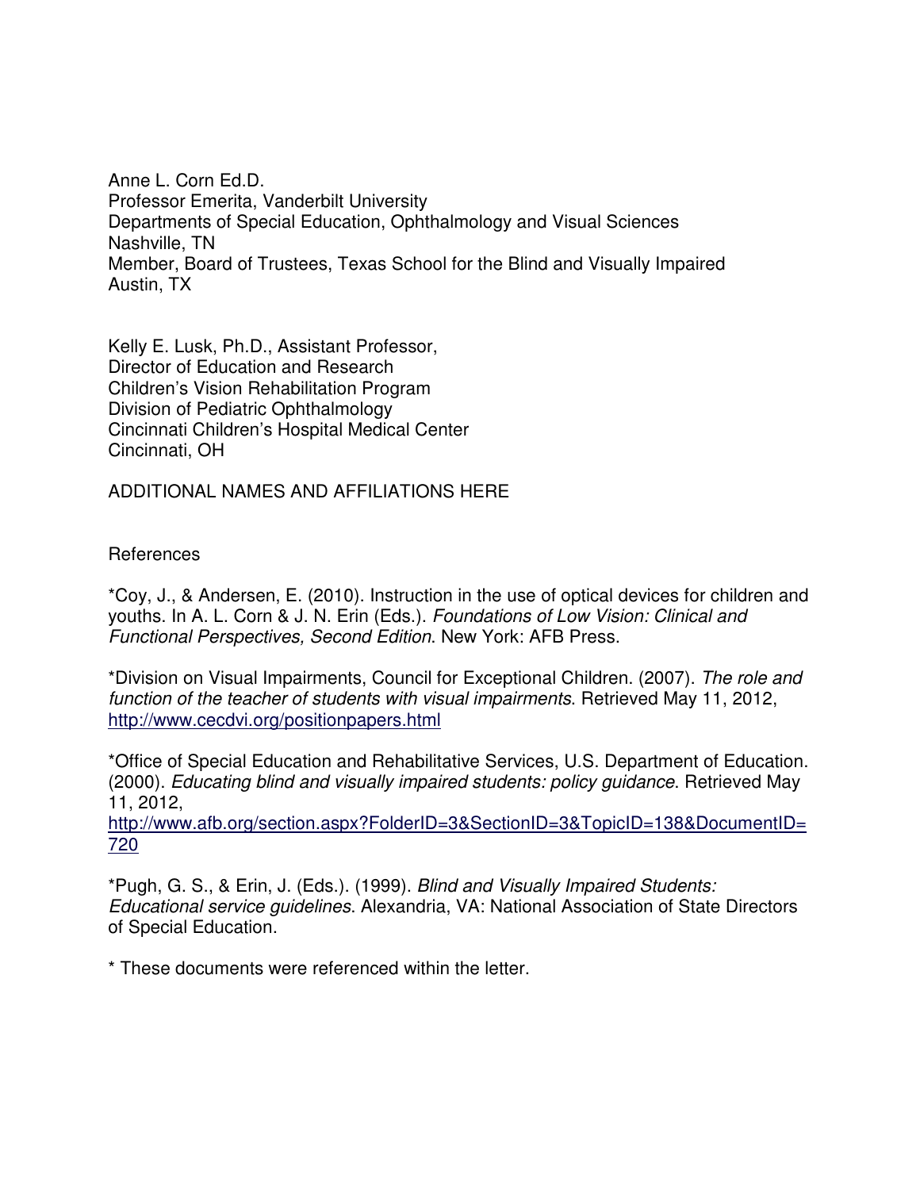Anne L. Corn Ed.D.
Professor Emerita, Vanderbilt University
Departments of Special Education, Ophthalmology and Visual Sciences
Nashville, TN
Member, Board of Trustees, Texas School for the Blind and Visually Impaired
Austin, TX

Kelly E. Lusk, Ph.D., Assistant Professor,
Director of Education and Research
Children's Vision Rehabilitation Program
Division of Pediatric Ophthalmology
Cincinnati Children's Hospital Medical Center
Cincinnati, OH

ADDITIONAL NAMES AND AFFILIATIONS HERE

References

*Coy, J., & Andersen, E. (2010). Instruction in the use of optical devices for children and youths. In A. L. Corn & J. N. Erin (Eds.). *Foundations of Low Vision: Clinical and Functional Perspectives, Second Edition*. New York: AFB Press.

*Division on Visual Impairments, Council for Exceptional Children. (2007). *The role and function of the teacher of students with visual impairments*. Retrieved May 11, 2012, http://www.cecdvi.org/positionpapers.html

*Office of Special Education and Rehabilitative Services, U.S. Department of Education. (2000). *Educating blind and visually impaired students: policy guidance*. Retrieved May 11, 2012, http://www.afb.org/section.aspx?FolderID=3&SectionID=3&TopicID=138&DocumentID=720

*Pugh, G. S., & Erin, J. (Eds.). (1999). *Blind and Visually Impaired Students: Educational service guidelines*. Alexandria, VA: National Association of State Directors of Special Education.

* These documents were referenced within the letter.